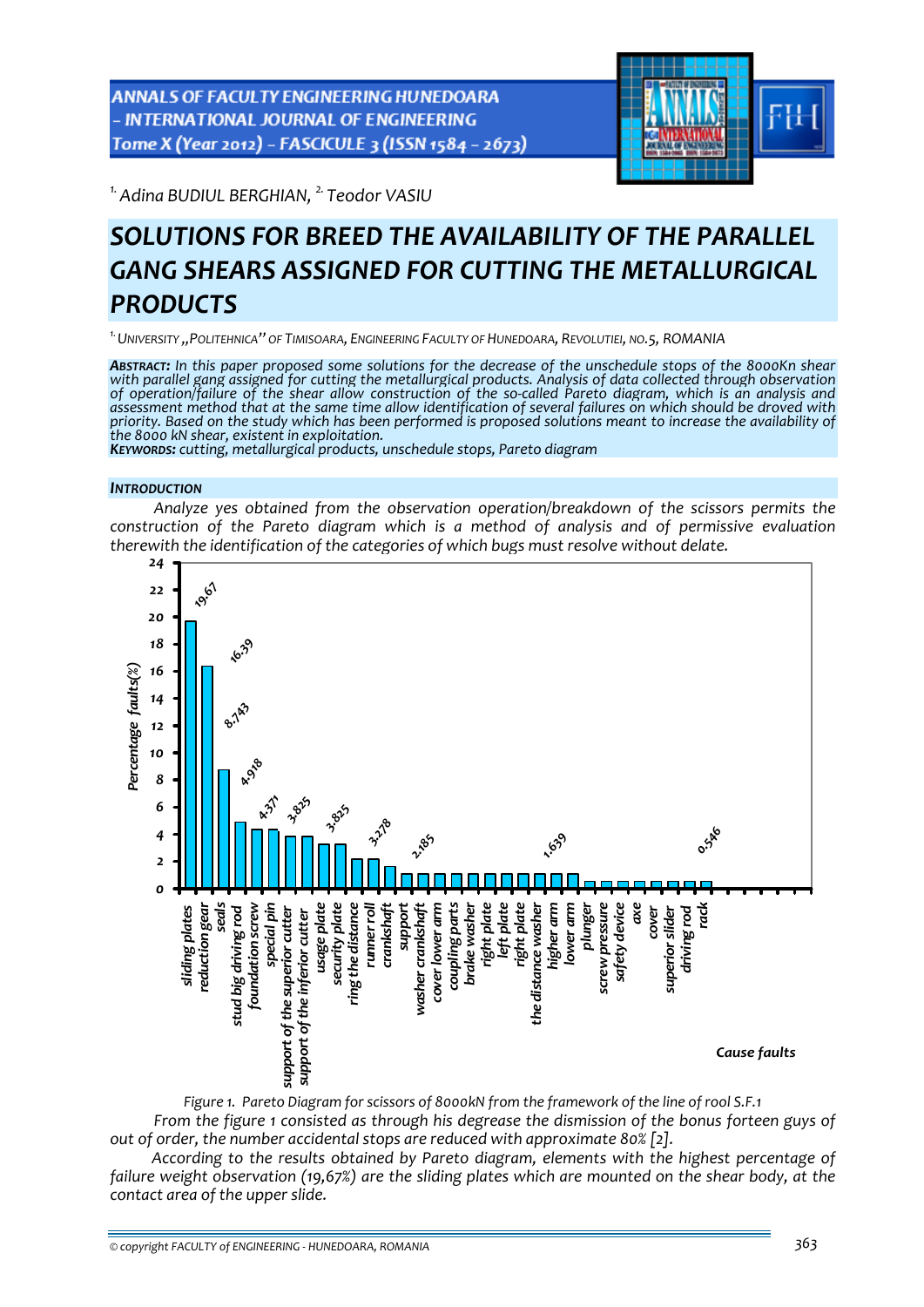[1.] *Adina BUDIUL BERGHIAN,* [2.] *Teodor VASIU*

# SOLUTIONS FOR BREED THE AVAILABILITY OF THE PARALLEL GANG SHEARS ASSIGNED FOR CUTTING THE METALLURGICAL PRODUCTS

[1.] UNIVERSITY „POLITEHNICA" OF TIMISOARA, ENGINEERING FACULTY OF HUNEDOARA, REVOLUTIEI, NO.5, ROMANIA

***ABSTRACT:*** *In this paper proposed some solutions for the decrease of the unschedule stops of the 8000Kn shear with parallel gang assigned for cutting the metallurgical products. Analysis of data collected through observation of operation/failure of the shear allow construction of the so-called Pareto diagram, which is an analysis and assessment method that at the same time allow identification of several failures on which should be droved with priority. Based on the study which has been performed is proposed solutions meant to increase the availability of the 8000 kN shear, existent in exploitation.*

***KEYWORDS:*** *cutting, metallurgical products, unschedule stops, Pareto diagram*

## INTRODUCTION

*Analyze yes obtained from the observation operation/breakdown of the scissors permits the construction of the Pareto diagram which is a method of analysis and of permissive evaluation therewith the identification of the categories of which bugs must resolve without delate.*

*Figure 1. Pareto Diagram for scissors of 8000kN from the framework of the line of rool S.F.1*

*From the figure 1 consisted as through his degrease the dismission of the bonus forteen guys of out of order, the number accidental stops are reduced with approximate 80% [2].*

*According to the results obtained by Pareto diagram, elements with the highest percentage of failure weight observation (19,67%) are the sliding plates which are mounted on the shear body, at the contact area of the upper slide.*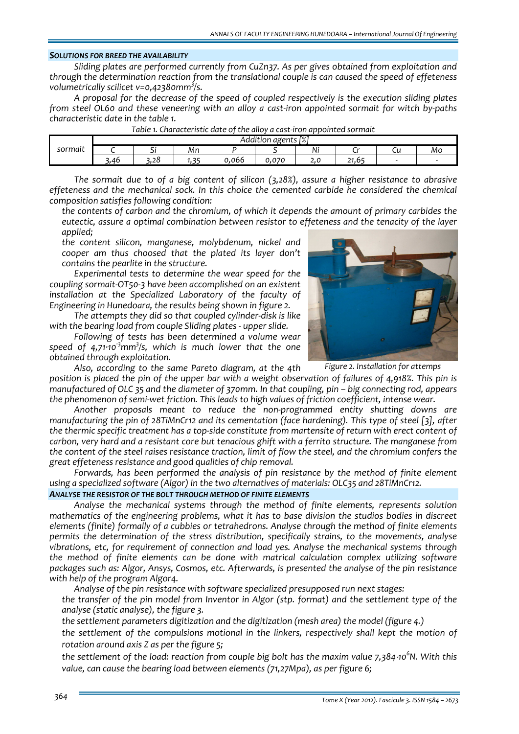#### *SOLUTIONS FOR BREED THE AVAILABILITY*

*Sliding plates are performed currently from CuZn37. As per gives obtained from exploitation and through the determination reaction from the translational couple is can caused the speed of effeteness volumetrically scilicet v=0,42380mm$^3$/s.*

*A proposal for the decrease of the speed of coupled respectively is the execution sliding plates from steel OL60 and these veneering with an alloy a cast-iron appointed sormait for witch by-paths characteristic date in the table 1.*

*Table 1. Characteristic date of the alloy a cast-iron appointed sormait*

| | Addition agents [%] | | | | | | | | |
|---|---|---|---|---|---|---|---|---|---|
| sormait | C | Si | Mn | P | S | Ni | Cr | Cu | Mo |
| | 3,46 | 3,28 | 1,35 | 0,066 | 0,070 | 2,0 | 21,65 | - | - |

*The sormait due to of a big content of silicon (3,28%), assure a higher resistance to abrasive effeteness and the mechanical sock. In this choice the cemented carbide he considered the chemical composition satisfies following condition:*

*the contents of carbon and the chromium, of which it depends the amount of primary carbides the eutectic, assure a optimal combination between resistor to effeteness and the tenacity of the layer applied;*

*the content silicon, manganese, molybdenum, nickel and cooper am thus choosed that the plated its layer don't contains the pearlite in the structure.*

*Experimental tests to determine the wear speed for the coupling sormait-OT50-3 have been accomplished on an existent installation at the Specialized Laboratory of the faculty of Engineering in Hunedoara, the results being shown in figure 2.*

*The attempts they did so that coupled cylinder-disk is like with the bearing load from couple Sliding plates - upper slide.*

*Following of tests has been determined a volume wear speed of 4,71·10$^{-3}$mm$^3$/s, which is much lower that the one obtained through exploitation.*

*Figure 2. Installation for attemps*

*Also, according to the same Pareto diagram, at the 4th position is placed the pin of the upper bar with a weight observation of failures of 4,918%. This pin is manufactured of OLC 35 and the diameter of 370mm. In that coupling, pin – big connecting rod, appears the phenomenon of semi-wet friction. This leads to high values of friction coefficient, intense wear.*

*Another proposals meant to reduce the non-programmed entity shutting downs are manufacturing the pin of 28TiMnCr12 and its cementation (face hardening). This type of steel [3], after the thermic specific treatment has a top-side constitute from martensite of return with erect content of carbon, very hard and a resistant core but tenacious ghift with a ferrito structure. The manganese from the content of the steel raises resistance traction, limit of flow the steel, and the chromium confers the great effeteness resistance and good qualities of chip removal.*

*Forwards, has been performed the analysis of pin resistance by the method of finite element using a specialized software (Algor) in the two alternatives of materials: OLC35 and 28TiMnCr12.*

#### *ANALYSE THE RESISTOR OF THE BOLT THROUGH METHOD OF FINITE ELEMENTS*

*Analyse the mechanical systems through the method of finite elements, represents solution mathematics of the engineering problems, what it has to base division the studios bodies in discreet elements (finite) formally of a cubbies or tetrahedrons. Analyse through the method of finite elements permits the determination of the stress distribution, specifically strains, to the movements, analyse vibrations, etc, for requirement of connection and load yes. Analyse the mechanical systems through the method of finite elements can be done with matrical calculation complex utilizing software packages such as: Algor, Ansys, Cosmos, etc. Afterwards, is presented the analyse of the pin resistance with help of the program Algor4.*

*Analyse of the pin resistance with software specialized presupposed run next stages:*

*the transfer of the pin model from Inventor in Algor (stp. format) and the settlement type of the analyse (static analyse), the figure 3.*

*the settlement parameters digitization and the digitization (mesh area) the model (figure 4.)*

*the settlement of the compulsions motional in the linkers, respectively shall kept the motion of rotation around axis Z as per the figure 5;*

*the settlement of the load: reaction from couple big bolt has the maxim value 7,384·10$^6$N. With this value, can cause the bearing load between elements (71,27Mpa), as per figure 6;*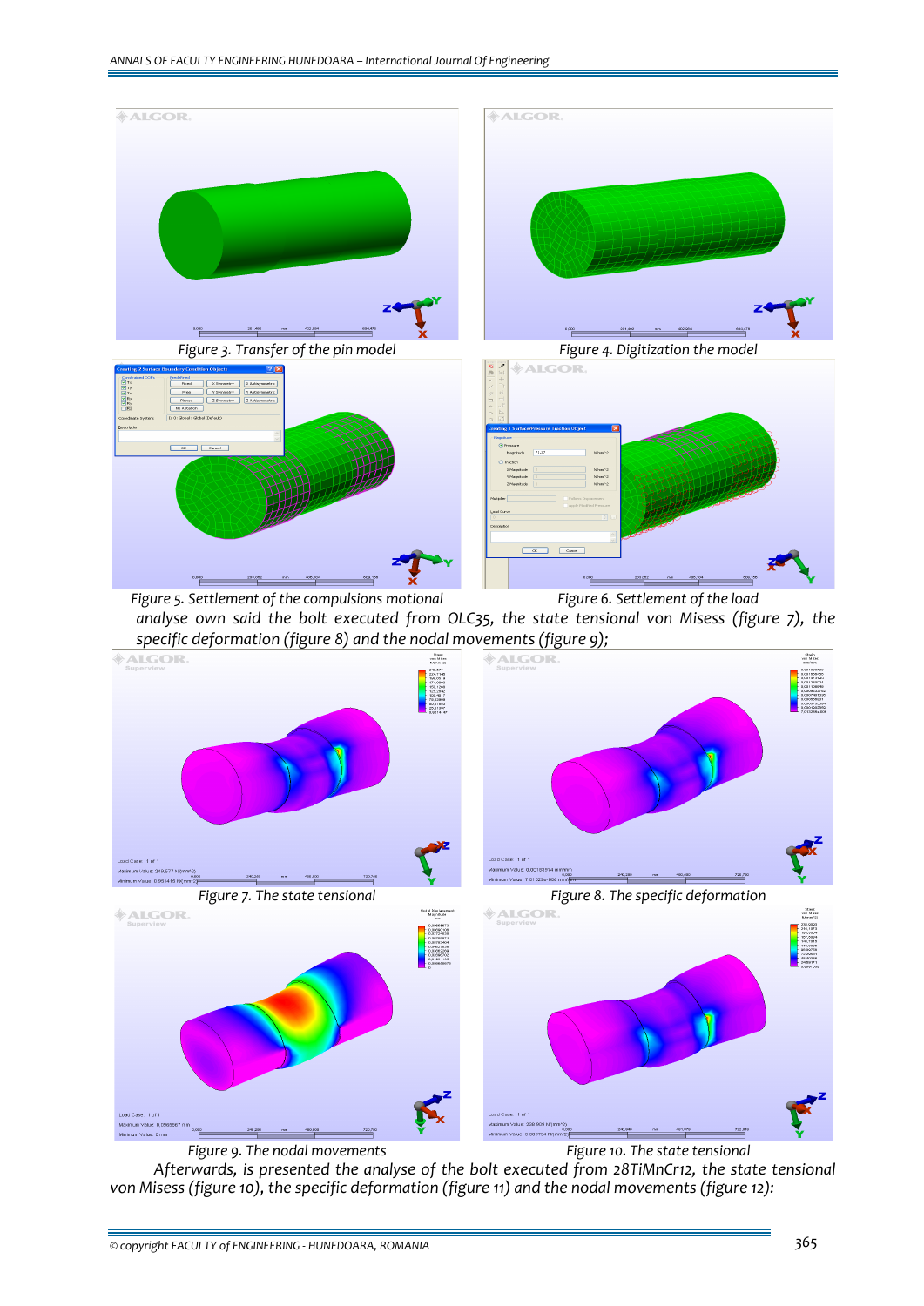Figure 3. Transfer of the pin model

Figure 4. Digitization the model

Figure 5. Settlement of the compulsions motional

Figure 6. Settlement of the load

*analyse own said the bolt executed from OLC35, the state tensional von Misess (figure 7), the specific deformation (figure 8) and the nodal movements (figure 9);*

Figure 7. The state tensional

Figure 8. The specific deformation

Figure 9. The nodal movements

Figure 10. The state tensional

*Afterwards, is presented the analyse of the bolt executed from 28TiMnCr12, the state tensional von Misess (figure 10), the specific deformation (figure 11) and the nodal movements (figure 12):*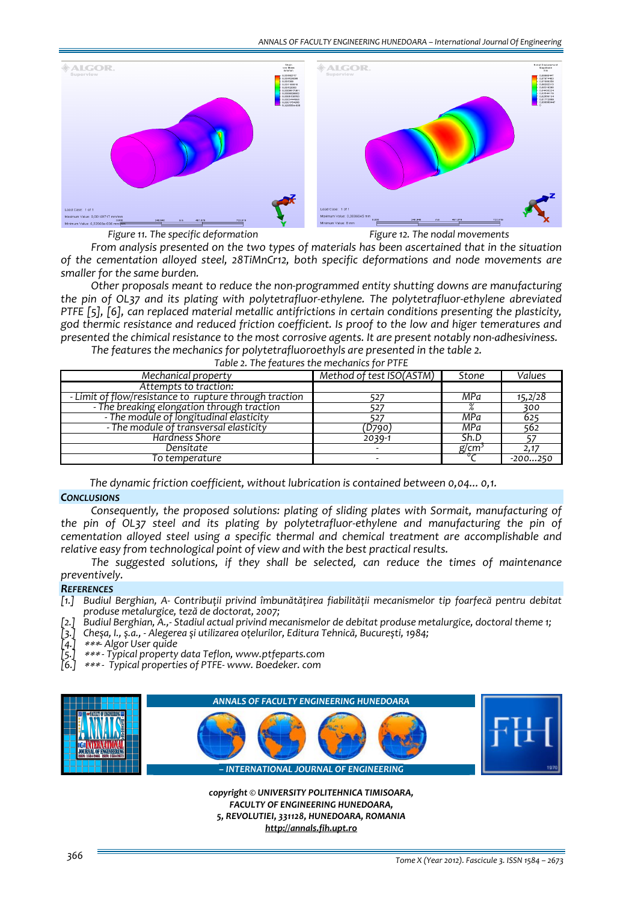Figure 11. The specific deformation

Figure 12. The nodal movements

*From analysis presented on the two types of materials has been ascertained that in the situation of the cementation alloyed steel, 28TiMnCr12, both specific deformations and node movements are smaller for the same burden.*

*Other proposals meant to reduce the non-programmed entity shutting downs are manufacturing the pin of OL37 and its plating with polytetrafluor-ethylene. The polytetrafluor-ethylene abreviated PTFE [5], [6], can replaced material metallic antifrictions in certain conditions presenting the plasticity, god thermic resistance and reduced friction coefficient. Is proof to the low and higer temeratures and presented the chimical resistance to the most corrosive agents. It are present notably non-adhesiveness.*

*The features the mechanics for polytetrafluoroethyls are presented in the table 2.*

*Table 2. The features the mechanics for PTFE*

| Mechanical property | Method of test ISO(ASTM) | Stone | Values |
|---|---|---|---|
| Attempts to traction: | | | |
| - Limit of flow/resistance to rupture through traction | 527 | MPa | 15,2/28 |
| - The breaking elongation through traction | 527 | % | 300 |
| - The module of longitudinal elasticity | 527 | MPa | 625 |
| - The module of transversal elasticity | (D790) | MPa | 562 |
| Hardness Shore | 2039-1 | Sh.D | 57 |
| Densitate | - | $g/cm^3$ | 2,17 |
| To temperature | - | $^oC$ | -200…250 |

*The dynamic friction coefficient, without lubrication is contained between 0,04... 0,1.*

## CONCLUSIONS

*Consequently, the proposed solutions: plating of sliding plates with Sormait, manufacturing of the pin of OL37 steel and its plating by polytetrafluor-ethylene and manufacturing the pin of cementation alloyed steel using a specific thermal and chemical treatment are accomplishable and relative easy from technological point of view and with the best practical results.*

*The suggested solutions, if they shall be selected, can reduce the times of maintenance preventively.*

## REFERENCES

[1.] Budiul Berghian, A- Contribuții privind îmbunătățirea fiabilității mecanismelor tip foarfecă pentru debitat produse metalurgice, teză de doctorat, 2007;

[2.] Budiul Berghian, A.,- Stadiul actual privind mecanismelor de debitat produse metalurgice, doctoral theme 1;

[3.] Cheșa, I., ș.a., - Alegerea și utilizarea oțelurilor, Editura Tehnică, București, 1984;

[4.] \*\*\*- Algor User quide

[5.] \*\*\*- Typical property data Teflon, www.ptfeparts.com

[6.] \*\*\*- Typical properties of PTFE- www. Boedeker. com

ANNALS OF FACULTY ENGINEERING HUNEDOARA – INTERNATIONAL JOURNAL OF ENGINEERING

***copyright © UNIVERSITY POLITEHNICA TIMISOARA, FACULTY OF ENGINEERING HUNEDOARA, 5, REVOLUTIEI, 331128, HUNEDOARA, ROMANIA***

***http://annals.fih.upt.ro***